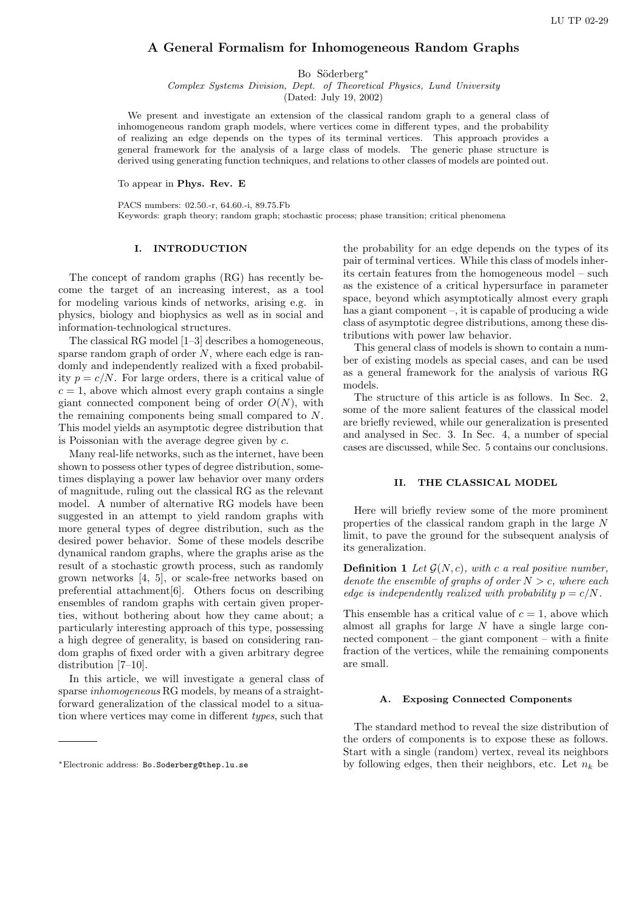# A General Formalism for Inhomogeneous Random Graphs

Bo Söderberg*

*Complex Systems Division, Dept. of Theoretical Physics, Lund University*

(Dated: July 19, 2002)

We present and investigate an extension of the classical random graph to a general class of inhomogeneous random graph models, where vertices come in different types, and the probability of realizing an edge depends on the types of its terminal vertices. This approach provides a general framework for the analysis of a large class of models. The generic phase structure is derived using generating function techniques, and relations to other classes of models are pointed out.

To appear in **Phys. Rev. E**

PACS numbers: 02.50.-r, 64.60.-i, 89.75.Fb

Keywords: graph theory; random graph; stochastic process; phase transition; critical phenomena

## I. INTRODUCTION

The concept of random graphs (RG) has recently become the target of an increasing interest, as a tool for modeling various kinds of networks, arising e.g. in physics, biology and biophysics as well as in social and information-technological structures.

The classical RG model [1–3] describes a homogeneous, sparse random graph of order $N$, where each edge is randomly and independently realized with a fixed probability $p = c/N$. For large orders, there is a critical value of $c = 1$, above which almost every graph contains a single giant connected component being of order $O(N)$, with the remaining components being small compared to $N$. This model yields an asymptotic degree distribution that is Poissonian with the average degree given by $c$.

Many real-life networks, such as the internet, have been shown to possess other types of degree distribution, sometimes displaying a power law behavior over many orders of magnitude, ruling out the classical RG as the relevant model. A number of alternative RG models have been suggested in an attempt to yield random graphs with more general types of degree distribution, such as the desired power behavior. Some of these models describe dynamical random graphs, where the graphs arise as the result of a stochastic growth process, such as randomly grown networks [4, 5], or scale-free networks based on preferential attachment[6]. Others focus on describing ensembles of random graphs with certain given properties, without bothering about how they came about; a particularly interesting approach of this type, possessing a high degree of generality, is based on considering random graphs of fixed order with a given arbitrary degree distribution [7–10].

In this article, we will investigate a general class of sparse *inhomogeneous* RG models, by means of a straightforward generalization of the classical model to a situation where vertices may come in different *types*, such that the probability for an edge depends on the types of its pair of terminal vertices. While this class of models inherits certain features from the homogeneous model – such as the existence of a critical hypersurface in parameter space, beyond which asymptotically almost every graph has a giant component –, it is capable of producing a wide class of asymptotic degree distributions, among these distributions with power law behavior.

This general class of models is shown to contain a number of existing models as special cases, and can be used as a general framework for the analysis of various RG models.

The structure of this article is as follows. In Sec. 2, some of the more salient features of the classical model are briefly reviewed, while our generalization is presented and analysed in Sec. 3. In Sec. 4, a number of special cases are discussed, while Sec. 5 contains our conclusions.

## II. THE CLASSICAL MODEL

Here will briefly review some of the more prominent properties of the classical random graph in the large $N$ limit, to pave the ground for the subsequent analysis of its generalization.

**Definition 1** *Let $\mathcal{G}(N, c)$, with $c$ a real positive number, denote the ensemble of graphs of order $N > c$, where each edge is independently realized with probability $p = c/N$.*

This ensemble has a critical value of $c = 1$, above which almost all graphs for large $N$ have a single large connected component – the giant component – with a finite fraction of the vertices, while the remaining components are small.

### A. Exposing Connected Components

The standard method to reveal the size distribution of the orders of components is to expose these as follows. Start with a single (random) vertex, reveal its neighbors by following edges, then their neighbors, etc. Let $n_k$ be

*Electronic address: Bo.Soderberg@thep.lu.se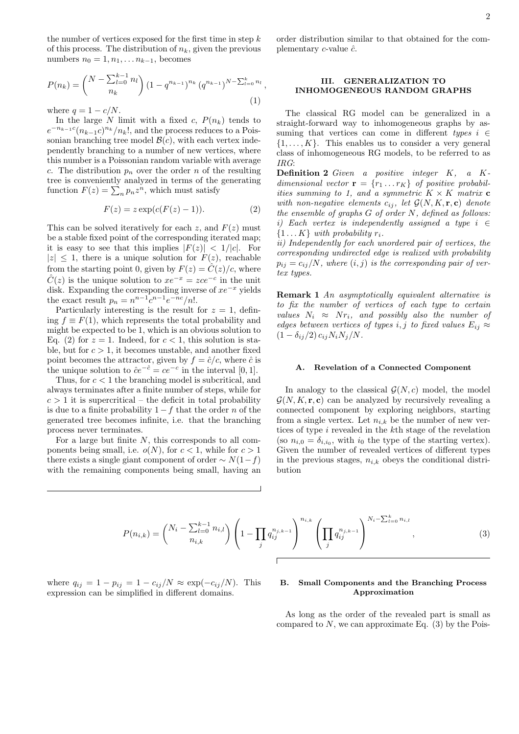the number of vertices exposed for the first time in step $k$ of this process. The distribution of $n_k$, given the previous numbers $n_0 = 1, n_1, \dots n_{k-1}$, becomes

$$P(n_k) = \binom{N - \sum_{l=0}^{k-1} n_l}{n_k} \left(1 - q^{n_{k-1}}\right)^{n_k} \left(q^{n_{k-1}}\right)^{N - \sum_{l=0}^{k} n_l}, \tag{1}$$

where $q = 1 - c/N$.

In the large $N$ limit with a fixed $c$, $P(n_k)$ tends to $e^{-n_{k-1}c}(n_{k-1}c)^{n_k}/n_k!$, and the process reduces to a Poissonian branching tree model $\mathcal{B}(c)$, with each vertex independently branching to a number of new vertices, where this number is a Poissonian random variable with average $c$. The distribution $p_n$ over the order $n$ of the resulting tree is conveniently analyzed in terms of the generating function $F(z) = \sum_n p_n z^n$, which must satisfy

$$F(z) = z \exp(c(F(z) - 1)). \tag{2}$$

This can be solved iteratively for each $z$, and $F(z)$ must be a stable fixed point of the corresponding iterated map; it is easy to see that this implies $|F(z)| < 1/|c|$. For $|z| \leq 1$, there is a unique solution for $F(z)$, reachable from the starting point 0, given by $F(z) = \hat{C}(z)/c$, where $\hat{C}(z)$ is the unique solution to $xe^{-x} = zce^{-c}$ in the unit disk. Expanding the corresponding inverse of $xe^{-x}$ yields the exact result $p_n = n^{n-1}c^{n-1}e^{-nc}/n!$.

Particularly interesting is the result for $z = 1$, defining $f \equiv F(1)$, which represents the total probability and might be expected to be 1, which is an obvious solution to Eq. (2) for $z = 1$. Indeed, for $c < 1$, this solution is stable, but for $c > 1$, it becomes unstable, and another fixed point becomes the attractor, given by $f = \hat{c}/c$, where $\hat{c}$ is the unique solution to $\hat{c}e^{-\hat{c}} = ce^{-c}$ in the interval $[0, 1]$.

Thus, for $c < 1$ the branching model is subcritical, and always terminates after a finite number of steps, while for $c > 1$ it is supercritical – the deficit in total probability is due to a finite probability $1 - f$ that the order $n$ of the generated tree becomes infinite, i.e. that the branching process never terminates.

For a large but finite $N$, this corresponds to all components being small, i.e. $o(N)$, for $c < 1$, while for $c > 1$ there exists a single giant component of order $\sim N(1 - f)$ with the remaining components being small, having an order distribution similar to that obtained for the complementary $c$-value $\hat{c}$.

## III. GENERALIZATION TO INHOMOGENEOUS RANDOM GRAPHS

The classical RG model can be generalized in a straight-forward way to inhomogeneous graphs by assuming that vertices can come in different *types* $i \in \{1, \dots, K\}$. This enables us to consider a very general class of inhomogeneous RG models, to be referred to as *IRG*:

**Definition 2** *Given a positive integer $K$, a $K$-dimensional vector $\mathbf{r} = \{r_1 \dots r_K\}$ of positive probabilities summing to 1, and a symmetric $K \times K$ matrix $\mathbf{c}$ with non-negative elements $c_{ij}$, let $\mathcal{G}(N, K, \mathbf{r}, \mathbf{c})$ denote the ensemble of graphs $G$ of order $N$, defined as follows:*
*i) Each vertex is independently assigned a type $i \in \{1 \dots K\}$ with probability $r_i$.*
*ii) Independently for each unordered pair of vertices, the corresponding undirected edge is realized with probability $p_{ij} = c_{ij}/N$, where $(i, j)$ is the corresponding pair of vertex types.*

**Remark 1** *An asymptotically equivalent alternative is to fix the number of vertices of each type to certain values $N_i \approx Nr_i$, and possibly also the number of edges between vertices of types $i, j$ to fixed values $E_{ij} \approx (1 - \delta_{ij}/2)\, c_{ij} N_i N_j / N$.*

### A. Revelation of a Connected Component

In analogy to the classical $\mathcal{G}(N, c)$ model, the model $\mathcal{G}(N, K, \mathbf{r}, \mathbf{c})$ can be analyzed by recursively revealing a connected component by exploring neighbors, starting from a single vertex. Let $n_{i,k}$ be the number of new vertices of type $i$ revealed in the $k$th stage of the revelation (so $n_{i,0} = \delta_{i,i_0}$, with $i_0$ the type of the starting vertex). Given the number of revealed vertices of different types in the previous stages, $n_{i,k}$ obeys the conditional distribution

$$P(n_{i,k}) = \binom{N_i - \sum_{l=0}^{k-1} n_{i,l}}{n_{i,k}} \left(1 - \prod_j q_{ij}^{n_{j,k-1}}\right)^{n_{i,k}} \left(\prod_j q_{ij}^{n_{j,k-1}}\right)^{N_i - \sum_{l=0}^{k} n_{i,l}}, \tag{3}$$

where $q_{ij} = 1 - p_{ij} = 1 - c_{ij}/N \approx \exp(-c_{ij}/N)$. This expression can be simplified in different domains.

### B. Small Components and the Branching Process Approximation

As long as the order of the revealed part is small as compared to $N$, we can approximate Eq. (3) by the Pois-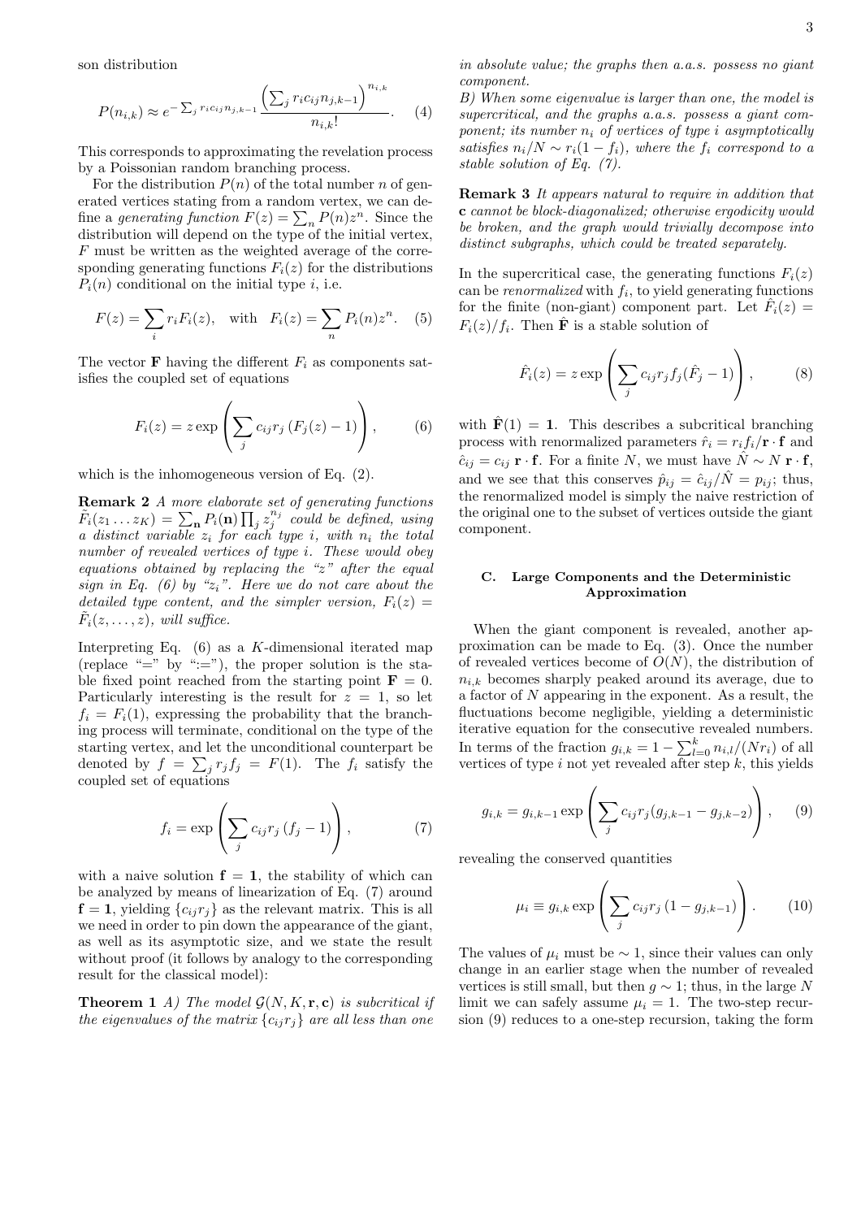son distribution

$$P(n_{i,k}) \approx e^{-\sum_j r_i c_{ij} n_{j,k-1}} \frac{\left(\sum_j r_i c_{ij} n_{j,k-1}\right)^{n_{i,k}}}{n_{i,k}!}. \quad (4)$$

This corresponds to approximating the revelation process by a Poissonian random branching process.

For the distribution $P(n)$ of the total number $n$ of generated vertices stating from a random vertex, we can define a *generating function* $F(z) = \sum_n P(n) z^n$. Since the distribution will depend on the type of the initial vertex, $F$ must be written as the weighted average of the corresponding generating functions $F_i(z)$ for the distributions $P_i(n)$ conditional on the initial type $i$, i.e.

$$F(z) = \sum_i r_i F_i(z), \quad \text{with} \quad F_i(z) = \sum_n P_i(n) z^n. \quad (5)$$

The vector $\mathbf{F}$ having the different $F_i$ as components satisfies the coupled set of equations

$$F_i(z) = z \exp\left(\sum_j c_{ij} r_j \left(F_j(z) - 1\right)\right), \quad (6)$$

which is the inhomogeneous version of Eq. (2).

**Remark 2** *A more elaborate set of generating functions* $\tilde{F}_i(z_1 \ldots z_K) = \sum_{\mathbf{n}} P_i(\mathbf{n}) \prod_j z_j^{n_j}$ *could be defined, using a distinct variable* $z_i$ *for each type* $i$*, with* $n_i$ *the total number of revealed vertices of type* $i$*. These would obey equations obtained by replacing the "*$z$*" after the equal sign in Eq. (6) by "*$z_i$*". Here we do not care about the detailed type content, and the simpler version,* $F_i(z) = \tilde{F}_i(z, \ldots, z)$*, will suffice.*

Interpreting Eq. (6) as a $K$-dimensional iterated map (replace "=" by ":="), the proper solution is the stable fixed point reached from the starting point $\mathbf{F} = 0$. Particularly interesting is the result for $z = 1$, so let $f_i = F_i(1)$, expressing the probability that the branching process will terminate, conditional on the type of the starting vertex, and let the unconditional counterpart be denoted by $f = \sum_j r_j f_j = F(1)$. The $f_i$ satisfy the coupled set of equations

$$f_i = \exp\left(\sum_j c_{ij} r_j \left(f_j - 1\right)\right), \quad (7)$$

with a naive solution $\mathbf{f} = \mathbf{1}$, the stability of which can be analyzed by means of linearization of Eq. (7) around $\mathbf{f} = \mathbf{1}$, yielding $\{c_{ij} r_j\}$ as the relevant matrix. This is all we need in order to pin down the appearance of the giant, as well as its asymptotic size, and we state the result without proof (it follows by analogy to the corresponding result for the classical model):

**Theorem 1** *A) The model* $\mathcal{G}(N, K, \mathbf{r}, \mathbf{c})$ *is subcritical if the eigenvalues of the matrix* $\{c_{ij} r_j\}$ *are all less than one in absolute value; the graphs then a.a.s. possess no giant component.*
*B) When some eigenvalue is larger than one, the model is supercritical, and the graphs a.a.s. possess a giant component; its number* $n_i$ *of vertices of type* $i$ *asymptotically satisfies* $n_i/N \sim r_i(1 - f_i)$*, where the* $f_i$ *correspond to a stable solution of Eq. (7).*

**Remark 3** *It appears natural to require in addition that* $\mathbf{c}$ *cannot be block-diagonalized; otherwise ergodicity would be broken, and the graph would trivially decompose into distinct subgraphs, which could be treated separately.*

In the supercritical case, the generating functions $F_i(z)$ can be *renormalized* with $f_i$, to yield generating functions for the finite (non-giant) component part. Let $\hat{F}_i(z) = F_i(z)/f_i$. Then $\hat{\mathbf{F}}$ is a stable solution of

$$\hat{F}_i(z) = z \exp\left(\sum_j c_{ij} r_j f_j (\hat{F}_j - 1)\right), \quad (8)$$

with $\hat{\mathbf{F}}(1) = \mathbf{1}$. This describes a subcritical branching process with renormalized parameters $\hat{r}_i = r_i f_i / \mathbf{r} \cdot \mathbf{f}$ and $\hat{c}_{ij} = c_{ij}\, \mathbf{r} \cdot \mathbf{f}$. For a finite $N$, we must have $\hat{N} \sim N\, \mathbf{r} \cdot \mathbf{f}$, and we see that this conserves $\hat{p}_{ij} = \hat{c}_{ij}/\hat{N} = p_{ij}$; thus, the renormalized model is simply the naive restriction of the original one to the subset of vertices outside the giant component.

### C. Large Components and the Deterministic Approximation

When the giant component is revealed, another approximation can be made to Eq. (3). Once the number of revealed vertices become of $O(N)$, the distribution of $n_{i,k}$ becomes sharply peaked around its average, due to a factor of $N$ appearing in the exponent. As a result, the fluctuations become negligible, yielding a deterministic iterative equation for the consecutive revealed numbers. In terms of the fraction $g_{i,k} = 1 - \sum_{l=0}^{k} n_{i,l}/(N r_i)$ of all vertices of type $i$ not yet revealed after step $k$, this yields

$$g_{i,k} = g_{i,k-1} \exp\left(\sum_j c_{ij} r_j (g_{j,k-1} - g_{j,k-2})\right), \quad (9)$$

revealing the conserved quantities

$$\mu_i \equiv g_{i,k} \exp\left(\sum_j c_{ij} r_j \left(1 - g_{j,k-1}\right)\right). \quad (10)$$

The values of $\mu_i$ must be $\sim 1$, since their values can only change in an earlier stage when the number of revealed vertices is still small, but then $g \sim 1$; thus, in the large $N$ limit we can safely assume $\mu_i = 1$. The two-step recursion (9) reduces to a one-step recursion, taking the form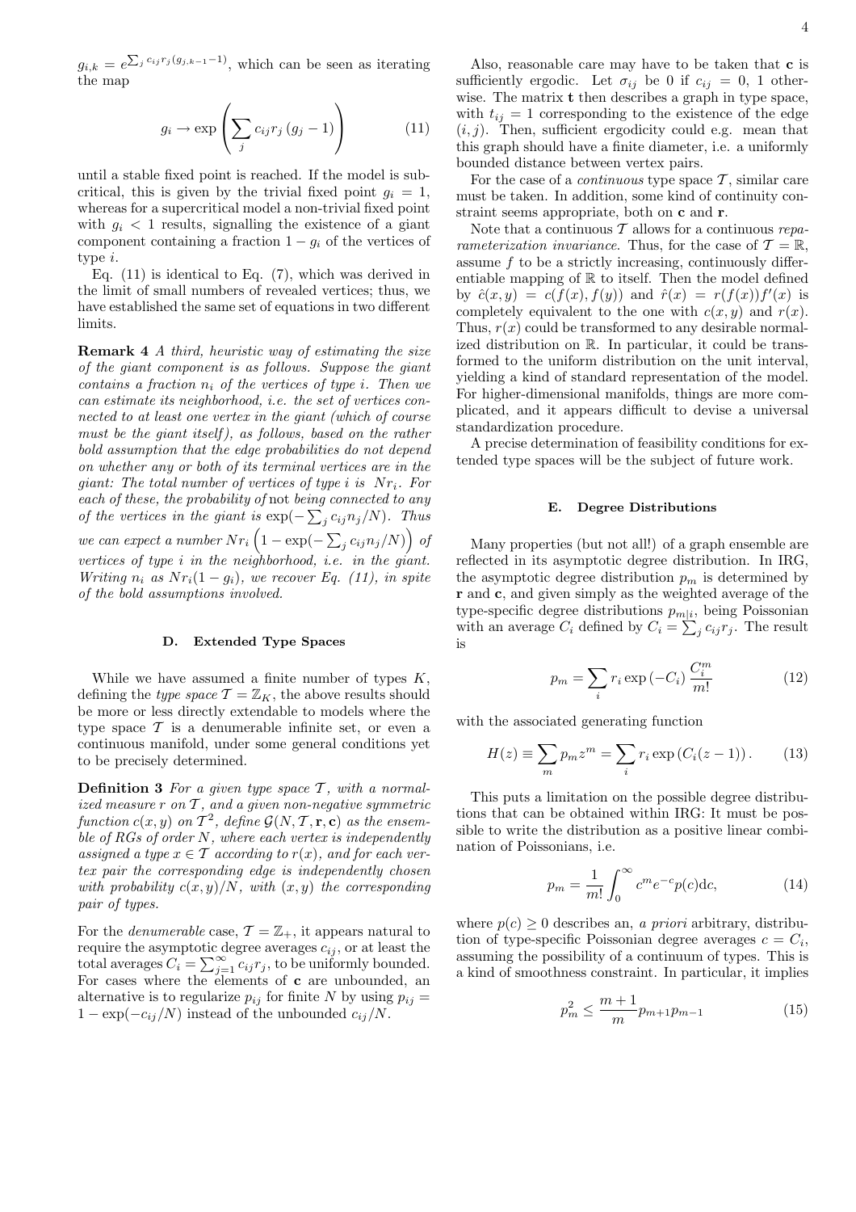$g_{i,k} = e^{\sum_j c_{ij} r_j (g_{j,k-1}-1)}$, which can be seen as iterating the map

$$g_i \to \exp\left(\sum_j c_{ij} r_j \left(g_j - 1\right)\right) \tag{11}$$

until a stable fixed point is reached. If the model is subcritical, this is given by the trivial fixed point $g_i = 1$, whereas for a supercritical model a non-trivial fixed point with $g_i < 1$ results, signalling the existence of a giant component containing a fraction $1 - g_i$ of the vertices of type $i$.

Eq. (11) is identical to Eq. (7), which was derived in the limit of small numbers of revealed vertices; thus, we have established the same set of equations in two different limits.

**Remark 4** *A third, heuristic way of estimating the size of the giant component is as follows. Suppose the giant contains a fraction $n_i$ of the vertices of type $i$. Then we can estimate its neighborhood, i.e. the set of vertices connected to at least one vertex in the giant (which of course must be the giant itself), as follows, based on the rather bold assumption that the edge probabilities do not depend on whether any or both of its terminal vertices are in the giant: The total number of vertices of type $i$ is $Nr_i$. For each of these, the probability of* not *being connected to any of the vertices in the giant is $\exp(-\sum_j c_{ij} n_j / N)$. Thus we can expect a number $Nr_i \left(1 - \exp(-\sum_j c_{ij} n_j/N)\right)$ of vertices of type $i$ in the neighborhood, i.e. in the giant. Writing $n_i$ as $Nr_i(1-g_i)$, we recover Eq. (11), in spite of the bold assumptions involved.*

### D. Extended Type Spaces

While we have assumed a finite number of types $K$, defining the *type space* $\mathcal{T} = \mathbb{Z}_K$, the above results should be more or less directly extendable to models where the type space $\mathcal{T}$ is a denumerable infinite set, or even a continuous manifold, under some general conditions yet to be precisely determined.

**Definition 3** *For a given type space $\mathcal{T}$, with a normalized measure $r$ on $\mathcal{T}$, and a given non-negative symmetric function $c(x, y)$ on $\mathcal{T}^2$, define $\mathcal{G}(N, \mathcal{T}, \mathbf{r}, \mathbf{c})$ as the ensemble of RGs of order $N$, where each vertex is independently assigned a type $x \in \mathcal{T}$ according to $r(x)$, and for each vertex pair the corresponding edge is independently chosen with probability $c(x, y)/N$, with $(x, y)$ the corresponding pair of types.*

For the *denumerable* case, $\mathcal{T} = \mathbb{Z}_+$, it appears natural to require the asymptotic degree averages $c_{ij}$, or at least the total averages $C_i = \sum_{j=1}^{\infty} c_{ij} r_j$, to be uniformly bounded. For cases where the elements of $\mathbf{c}$ are unbounded, an alternative is to regularize $p_{ij}$ for finite $N$ by using $p_{ij} = 1 - \exp(-c_{ij}/N)$ instead of the unbounded $c_{ij}/N$.

Also, reasonable care may have to be taken that $\mathbf{c}$ is sufficiently ergodic. Let $\sigma_{ij}$ be 0 if $c_{ij} = 0$, 1 otherwise. The matrix $\mathbf{t}$ then describes a graph in type space, with $t_{ij} = 1$ corresponding to the existence of the edge $(i, j)$. Then, sufficient ergodicity could e.g. mean that this graph should have a finite diameter, i.e. a uniformly bounded distance between vertex pairs.

For the case of a *continuous* type space $\mathcal{T}$, similar care must be taken. In addition, some kind of continuity constraint seems appropriate, both on $\mathbf{c}$ and $\mathbf{r}$.

Note that a continuous $\mathcal{T}$ allows for a continuous *reparameterization invariance*. Thus, for the case of $\mathcal{T} = \mathbb{R}$, assume $f$ to be a strictly increasing, continuously differentiable mapping of $\mathbb{R}$ to itself. Then the model defined by $\hat{c}(x, y) = c(f(x), f(y))$ and $\hat{r}(x) = r(f(x))f'(x)$ is completely equivalent to the one with $c(x, y)$ and $r(x)$. Thus, $r(x)$ could be transformed to any desirable normalized distribution on $\mathbb{R}$. In particular, it could be transformed to the uniform distribution on the unit interval, yielding a kind of standard representation of the model. For higher-dimensional manifolds, things are more complicated, and it appears difficult to devise a universal standardization procedure.

A precise determination of feasibility conditions for extended type spaces will be the subject of future work.

### E. Degree Distributions

Many properties (but not all!) of a graph ensemble are reflected in its asymptotic degree distribution. In IRG, the asymptotic degree distribution $p_m$ is determined by $\mathbf{r}$ and $\mathbf{c}$, and given simply as the weighted average of the type-specific degree distributions $p_{m|i}$, being Poissonian with an average $C_i$ defined by $C_i = \sum_j c_{ij} r_j$. The result is

$$p_m = \sum_i r_i \exp\left(-C_i\right) \frac{C_i^m}{m!} \tag{12}$$

with the associated generating function

$$H(z) \equiv \sum_m p_m z^m = \sum_i r_i \exp\left(C_i(z-1)\right). \tag{13}$$

This puts a limitation on the possible degree distributions that can be obtained within IRG: It must be possible to write the distribution as a positive linear combination of Poissonians, i.e.

$$p_m = \frac{1}{m!} \int_0^{\infty} c^m e^{-c} p(c) \mathrm{d}c, \tag{14}$$

where $p(c) \geq 0$ describes an, *a priori* arbitrary, distribution of type-specific Poissonian degree averages $c = C_i$, assuming the possibility of a continuum of types. This is a kind of smoothness constraint. In particular, it implies

$$p_m^2 \leq \frac{m+1}{m} p_{m+1} p_{m-1} \tag{15}$$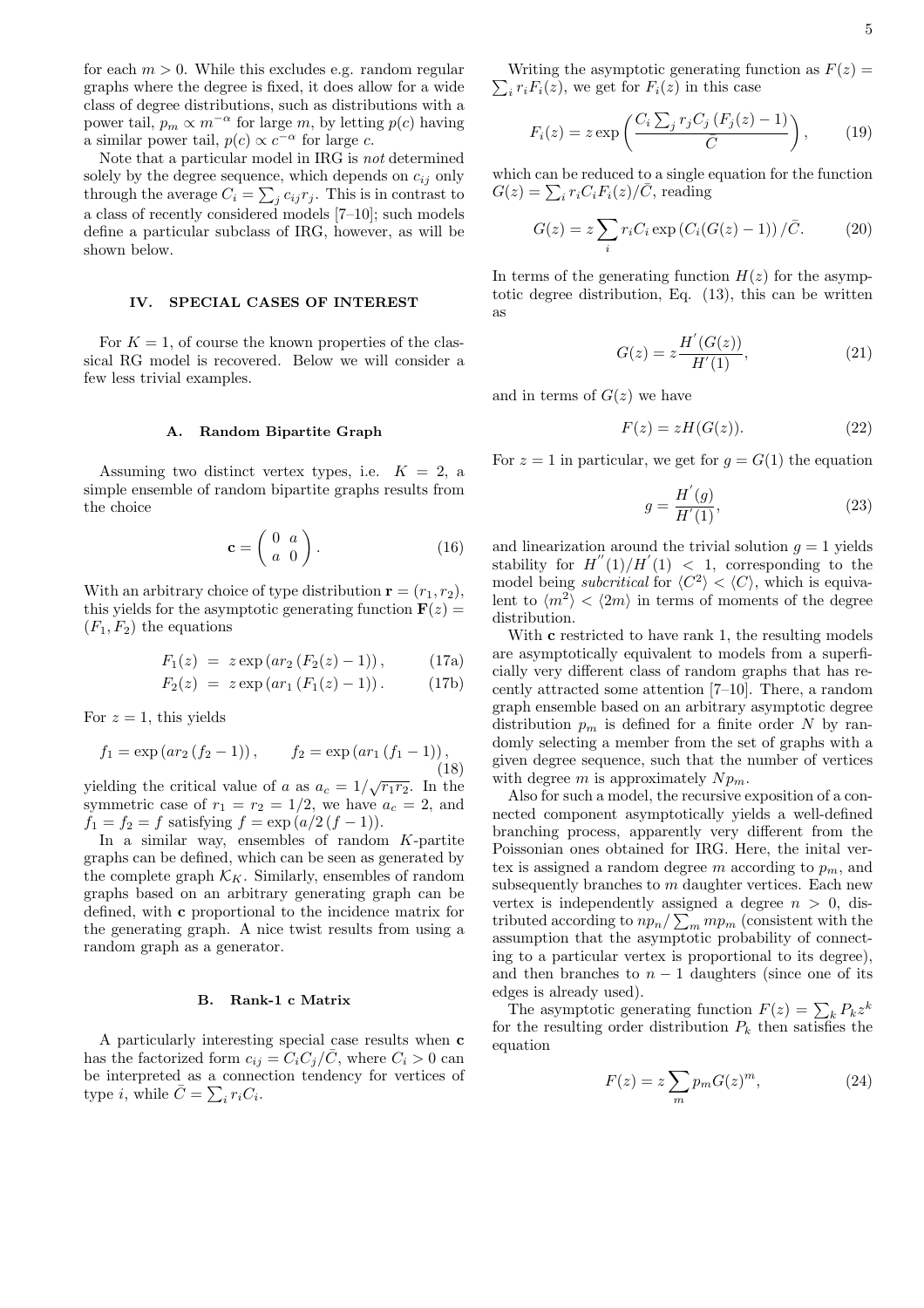for each $m > 0$. While this excludes e.g. random regular graphs where the degree is fixed, it does allow for a wide class of degree distributions, such as distributions with a power tail, $p_m \propto m^{-\alpha}$ for large $m$, by letting $p(c)$ having a similar power tail, $p(c) \propto c^{-\alpha}$ for large $c$.

Note that a particular model in IRG is *not* determined solely by the degree sequence, which depends on $c_{ij}$ only through the average $C_i = \sum_j c_{ij} r_j$. This is in contrast to a class of recently considered models [7–10]; such models define a particular subclass of IRG, however, as will be shown below.

## IV. SPECIAL CASES OF INTEREST

For $K = 1$, of course the known properties of the classical RG model is recovered. Below we will consider a few less trivial examples.

### A. Random Bipartite Graph

Assuming two distinct vertex types, i.e. $K = 2$, a simple ensemble of random bipartite graphs results from the choice

$$\mathbf{c} = \begin{pmatrix} 0 & a \\ a & 0 \end{pmatrix}. \tag{16}$$

With an arbitrary choice of type distribution $\mathbf{r} = (r_1, r_2)$, this yields for the asymptotic generating function $\mathbf{F}(z) = (F_1, F_2)$ the equations

$$F_1(z) = z \exp\left(a r_2 \left(F_2(z) - 1\right)\right), \tag{17a}$$

$$F_2(z) = z \exp\left(a r_1 \left(F_1(z) - 1\right)\right). \tag{17b}$$

For $z = 1$, this yields

$$f_1 = \exp\left(a r_2 \left(f_2 - 1\right)\right), \qquad f_2 = \exp\left(a r_1 \left(f_1 - 1\right)\right), \tag{18}$$

yielding the critical value of $a$ as $a_c = 1/\sqrt{r_1 r_2}$. In the symmetric case of $r_1 = r_2 = 1/2$, we have $a_c = 2$, and $f_1 = f_2 = f$ satisfying $f = \exp\left(a/2\left(f - 1\right)\right)$.

In a similar way, ensembles of random $K$-partite graphs can be defined, which can be seen as generated by the complete graph $\mathcal{K}_K$. Similarly, ensembles of random graphs based on an arbitrary generating graph can be defined, with $\mathbf{c}$ proportional to the incidence matrix for the generating graph. A nice twist results from using a random graph as a generator.

### B. Rank-1 c Matrix

A particularly interesting special case results when $\mathbf{c}$ has the factorized form $c_{ij} = C_i C_j / \bar{C}$, where $C_i > 0$ can be interpreted as a connection tendency for vertices of type $i$, while $\bar{C} = \sum_i r_i C_i$.

Writing the asymptotic generating function as $F(z) = \sum_i r_i F_i(z)$, we get for $F_i(z)$ in this case

$$F_i(z) = z \exp\left(\frac{C_i \sum_j r_j C_j \left(F_j(z) - 1\right)}{\bar{C}}\right), \tag{19}$$

which can be reduced to a single equation for the function $G(z) = \sum_i r_i C_i F_i(z)/\bar{C}$, reading

$$G(z) = z \sum_i r_i C_i \exp\left(C_i (G(z) - 1)\right)/\bar{C}. \tag{20}$$

In terms of the generating function $H(z)$ for the asymptotic degree distribution, Eq. (13), this can be written as

$$G(z) = z \frac{H^{'}(G(z))}{H^{'}(1)}, \tag{21}$$

and in terms of $G(z)$ we have

$$F(z) = z H(G(z)). \tag{22}$$

For $z = 1$ in particular, we get for $g = G(1)$ the equation

$$g = \frac{H^{'}(g)}{H^{'}(1)}, \tag{23}$$

and linearization around the trivial solution $g = 1$ yields stability for $H^{''}(1)/H^{'}(1) < 1$, corresponding to the model being *subcritical* for $\langle C^2 \rangle < \langle C \rangle$, which is equivalent to $\langle m^2 \rangle < \langle 2m \rangle$ in terms of moments of the degree distribution.

With $\mathbf{c}$ restricted to have rank 1, the resulting models are asymptotically equivalent to models from a superficially very different class of random graphs that has recently attracted some attention [7–10]. There, a random graph ensemble based on an arbitrary asymptotic degree distribution $p_m$ is defined for a finite order $N$ by randomly selecting a member from the set of graphs with a given degree sequence, such that the number of vertices with degree $m$ is approximately $N p_m$.

Also for such a model, the recursive exposition of a connected component asymptotically yields a well-defined branching process, apparently very different from the Poissonian ones obtained for IRG. Here, the inital vertex is assigned a random degree $m$ according to $p_m$, and subsequently branches to $m$ daughter vertices. Each new vertex is independently assigned a degree $n > 0$, distributed according to $n p_n / \sum_m m p_m$ (consistent with the assumption that the asymptotic probability of connecting to a particular vertex is proportional to its degree), and then branches to $n - 1$ daughters (since one of its edges is already used).

The asymptotic generating function $F(z) = \sum_k P_k z^k$ for the resulting order distribution $P_k$ then satisfies the equation

$$F(z) = z \sum_m p_m G(z)^m, \tag{24}$$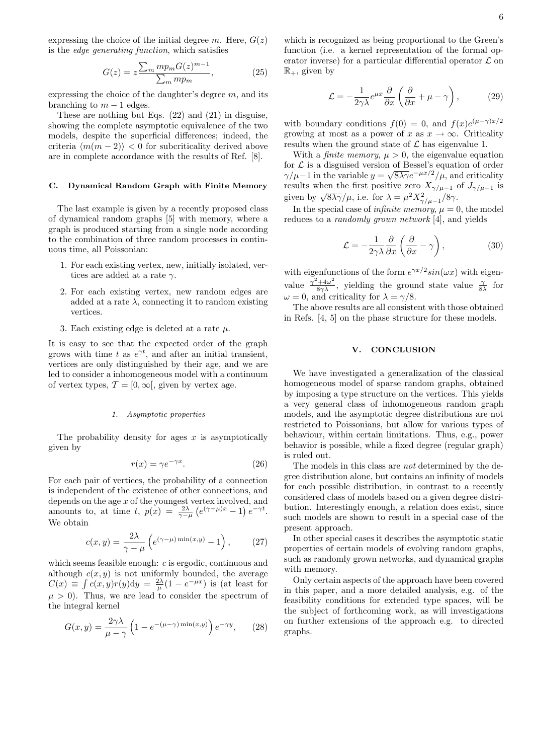expressing the choice of the initial degree $m$. Here, $G(z)$ is the *edge generating function*, which satisfies

$$G(z) = z\frac{\sum_m mp_m G(z)^{m-1}}{\sum_m mp_m}, \tag{25}$$

expressing the choice of the daughter's degree $m$, and its branching to $m-1$ edges.

These are nothing but Eqs. (22) and (21) in disguise, showing the complete asymptotic equivalence of the two models, despite the superficial differences; indeed, the criteria $\langle m(m-2)\rangle < 0$ for subcriticality derived above are in complete accordance with the results of Ref. [8].

### C. Dynamical Random Graph with Finite Memory

The last example is given by a recently proposed class of dynamical random graphs [5] with memory, where a graph is produced starting from a single node according to the combination of three random processes in continuous time, all Poissonian:

1. For each existing vertex, new, initially isolated, vertices are added at a rate $\gamma$.
2. For each existing vertex, new random edges are added at a rate $\lambda$, connecting it to random existing vertices.
3. Each existing edge is deleted at a rate $\mu$.

It is easy to see that the expected order of the graph grows with time $t$ as $e^{\gamma t}$, and after an initial transient, vertices are only distinguished by their age, and we are led to consider a inhomogeneous model with a continuum of vertex types, $\mathcal{T} = [0, \infty[$, given by vertex age.

#### 1. Asymptotic properties

The probability density for ages $x$ is asymptotically given by

$$r(x) = \gamma e^{-\gamma x}. \tag{26}$$

For each pair of vertices, the probability of a connection is independent of the existence of other connections, and depends on the age $x$ of the youngest vertex involved, and amounts to, at time $t$, $p(x) = \frac{2\lambda}{\gamma-\mu}\left(e^{(\gamma-\mu)x} - 1\right)e^{-\gamma t}$. We obtain

$$c(x,y) = \frac{2\lambda}{\gamma-\mu}\left(e^{(\gamma-\mu)\min(x,y)} - 1\right), \tag{27}$$

which seems feasible enough: $c$ is ergodic, continuous and although $c(x,y)$ is not uniformly bounded, the average $C(x) \equiv \int c(x,y)r(y)\mathrm{d}y = \frac{2\lambda}{\mu}(1-e^{-\mu x})$ is (at least for $\mu > 0$). Thus, we are lead to consider the spectrum of the integral kernel

$$G(x,y) = \frac{2\gamma\lambda}{\mu-\gamma}\left(1 - e^{-(\mu-\gamma)\min(x,y)}\right)e^{-\gamma y}, \tag{28}$$

which is recognized as being proportional to the Green's function (i.e. a kernel representation of the formal operator inverse) for a particular differential operator $\mathcal{L}$ on $\mathbb{R}_+$, given by

$$\mathcal{L} = -\frac{1}{2\gamma\lambda}e^{\mu x}\frac{\partial}{\partial x}\left(\frac{\partial}{\partial x} + \mu - \gamma\right), \tag{29}$$

with boundary conditions $f(0) = 0$, and $f(x)e^{(\mu-\gamma)x/2}$ growing at most as a power of $x$ as $x \to \infty$. Criticality results when the ground state of $\mathcal{L}$ has eigenvalue 1.

With a *finite memory*, $\mu > 0$, the eigenvalue equation for $\mathcal{L}$ is a disguised version of Bessel's equation of order $\gamma/\mu - 1$ in the variable $y = \sqrt{8\lambda\gamma}e^{-\mu x/2}/\mu$, and criticality results when the first positive zero $X_{\gamma/\mu-1}$ of $J_{\gamma/\mu-1}$ is given by $\sqrt{8\lambda\gamma}/\mu$, i.e. for $\lambda = \mu^2 X^2_{\gamma/\mu-1}/8\gamma$.

In the special case of *infinite memory*, $\mu = 0$, the model reduces to a *randomly grown network* [4], and yields

$$\mathcal{L} = -\frac{1}{2\gamma\lambda}\frac{\partial}{\partial x}\left(\frac{\partial}{\partial x} - \gamma\right), \tag{30}$$

with eigenfunctions of the form $e^{\gamma x/2}sin(\omega x)$ with eigenvalue $\frac{\gamma^2+4\omega^2}{8\gamma\lambda}$, yielding the ground state value $\frac{\gamma}{8\lambda}$ for $\omega = 0$, and criticality for $\lambda = \gamma/8$.

The above results are all consistent with those obtained in Refs. [4, 5] on the phase structure for these models.

## V. CONCLUSION

We have investigated a generalization of the classical homogeneous model of sparse random graphs, obtained by imposing a type structure on the vertices. This yields a very general class of inhomogeneous random graph models, and the asymptotic degree distributions are not restricted to Poissonians, but allow for various types of behaviour, within certain limitations. Thus, e.g., power behavior is possible, while a fixed degree (regular graph) is ruled out.

The models in this class are *not* determined by the degree distribution alone, but contains an infinity of models for each possible distribution, in contrast to a recently considered class of models based on a given degree distribution. Interestingly enough, a relation does exist, since such models are shown to result in a special case of the present approach.

In other special cases it describes the asymptotic static properties of certain models of evolving random graphs, such as randomly grown networks, and dynamical graphs with memory.

Only certain aspects of the approach have been covered in this paper, and a more detailed analysis, e.g. of the feasibility conditions for extended type spaces, will be the subject of forthcoming work, as will investigations on further extensions of the approach e.g. to directed graphs.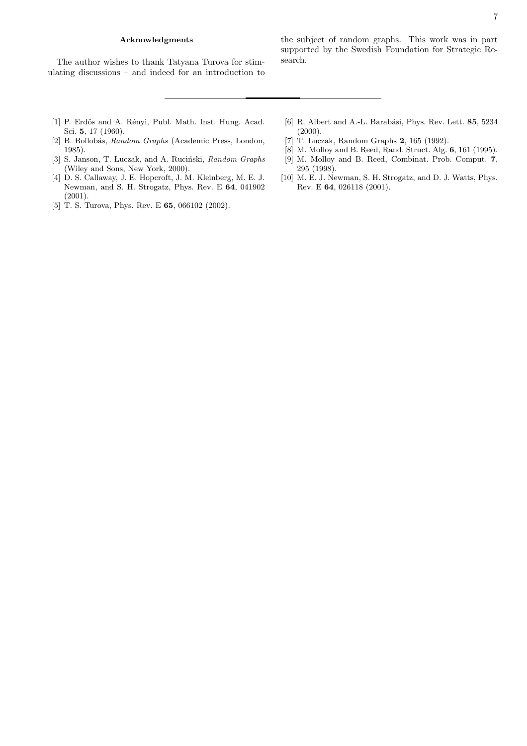## Acknowledgments

The author wishes to thank Tatyana Turova for stimulating discussions – and indeed for an introduction to the subject of random graphs. This work was in part supported by the Swedish Foundation for Strategic Research.

---

[1] P. Erdős and A. Rényi, Publ. Math. Inst. Hung. Acad. Sci. **5**, 17 (1960).

[2] B. Bollobás, *Random Graphs* (Academic Press, London, 1985).

[3] S. Janson, T. Łuczak, and A. Ruciński, *Random Graphs* (Wiley and Sons, New York, 2000).

[4] D. S. Callaway, J. E. Hopcroft, J. M. Kleinberg, M. E. J. Newman, and S. H. Strogatz, Phys. Rev. E **64**, 041902 (2001).

[5] T. S. Turova, Phys. Rev. E **65**, 066102 (2002).

[6] R. Albert and A.-L. Barabási, Phys. Rev. Lett. **85**, 5234 (2000).

[7] T. Łuczak, Random Graphs **2**, 165 (1992).

[8] M. Molloy and B. Reed, Rand. Struct. Alg. **6**, 161 (1995).

[9] M. Molloy and B. Reed, Combinat. Prob. Comput. **7**, 295 (1998).

[10] M. E. J. Newman, S. H. Strogatz, and D. J. Watts, Phys. Rev. E **64**, 026118 (2001).